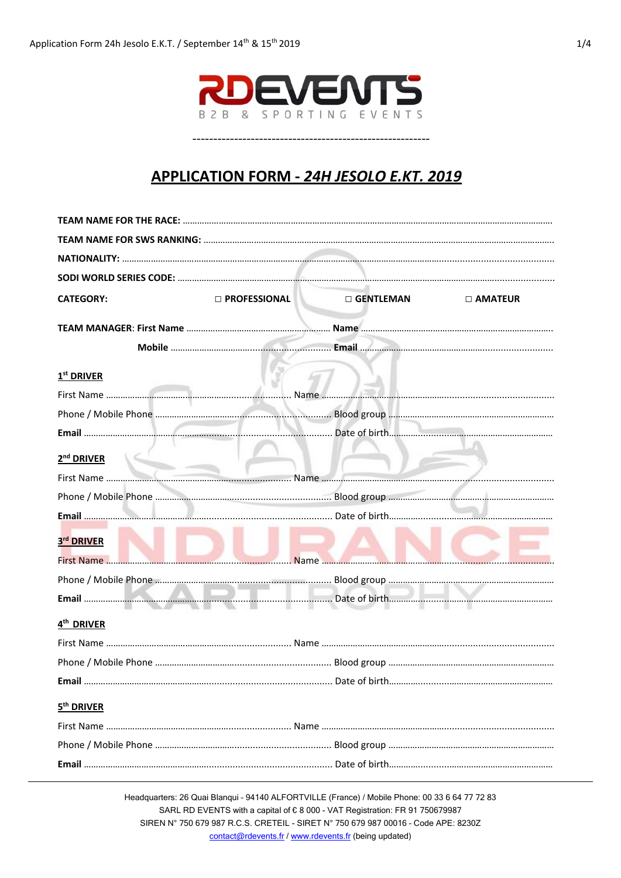RDEVENTS

B2B & SPORTING EVENTS

---

# APPLICATION FORM - *24H JESOLO E.KT. 2019*

**TEAM NAME FOR THE RACE:** ..........................................................................................................................................

**TEAM NAME FOR SWS RANKING:** ..................................................................................................................................

**NATIONALITY:** ......................................................................................................................................................

**SODI WORLD SERIES CODE:** ......................................................................................................................................

**CATEGORY:** ☐ **PROFESSIONAL** ☐ **GENTLEMAN** ☐ **AMATEUR**

**TEAM MANAGER**: **First Name** ........................................................ **Name** ..............................................................................

**Mobile** ............................................................ **Email** ..............................................................................

## 1st DRIVER

First Name ........................................................................ Name ..............................................................................

Phone / Mobile Phone ...................................................................... Blood group ......................................................................

**Email** ................................................................................................ Date of birth.....................................................................

## 2nd DRIVER

First Name ........................................................................ Name ..............................................................................

Phone / Mobile Phone ...................................................................... Blood group ......................................................................

**Email** ................................................................................................ Date of birth.....................................................................

## 3rd DRIVER

First Name ........................................................................ Name ..............................................................................

Phone / Mobile Phone ...................................................................... Blood group ......................................................................

**Email** ................................................................................................ Date of birth.....................................................................

## 4th DRIVER

First Name ........................................................................ Name ..............................................................................

Phone / Mobile Phone ...................................................................... Blood group ......................................................................

**Email** ................................................................................................ Date of birth.....................................................................

## 5th DRIVER

First Name ........................................................................ Name ..............................................................................

Phone / Mobile Phone ...................................................................... Blood group ......................................................................

**Email** ................................................................................................ Date of birth.....................................................................

---

Headquarters: 26 Quai Blanqui - 94140 ALFORTVILLE (France) / Mobile Phone: 00 33 6 64 77 72 83
SARL RD EVENTS with a capital of € 8 000 - VAT Registration: FR 91 750679987
SIREN N° 750 679 987 R.C.S. CRETEIL - SIRET N° 750 679 987 00016 - Code APE: 8230Z
contact@rdevents.fr / www.rdevents.fr (being updated)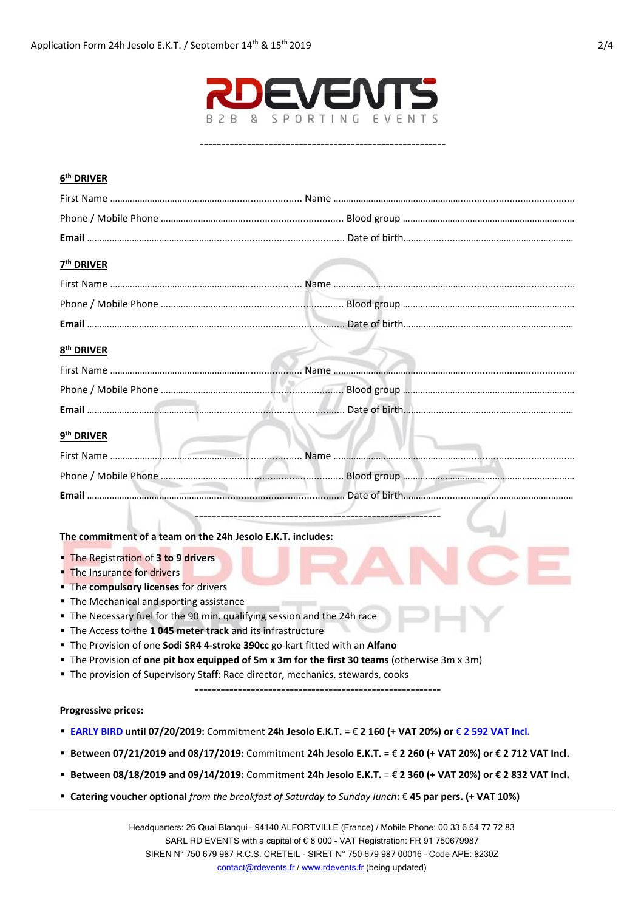RDEVENTS
B2B & SPORTING EVENTS

---

## 6th DRIVER

First Name .......................................................................... Name ...............................................................................................

Phone / Mobile Phone ...................................................................... Blood group .....................................................................

**Email** ...................................................................................................... Date of birth.................................................................

## 7th DRIVER

First Name .......................................................................... Name ...............................................................................................

Phone / Mobile Phone ...................................................................... Blood group .....................................................................

**Email** ...................................................................................................... Date of birth.................................................................

## 8th DRIVER

First Name .......................................................................... Name ...............................................................................................

Phone / Mobile Phone ...................................................................... Blood group .....................................................................

**Email** ...................................................................................................... Date of birth.................................................................

## 9th DRIVER

First Name .......................................................................... Name ...............................................................................................

Phone / Mobile Phone ...................................................................... Blood group .....................................................................

**Email** ...................................................................................................... Date of birth.................................................................

---

**The commitment of a team on the 24h Jesolo E.K.T. includes:**

- The Registration of **3 to 9 drivers**
- The Insurance for drivers
- The **compulsory licenses** for drivers
- The Mechanical and sporting assistance
- The Necessary fuel for the 90 min. qualifying session and the 24h race
- The Access to the **1 045 meter track** and its infrastructure
- The Provision of one **Sodi SR4 4-stroke 390cc** go-kart fitted with an **Alfano**
- The Provision of **one pit box equipped of 5m x 3m for the first 30 teams** (otherwise 3m x 3m)
- The provision of Supervisory Staff: Race director, mechanics, stewards, cooks

---

**Progressive prices:**

- **EARLY BIRD until 07/20/2019:** Commitment **24h Jesolo E.K.T.** = € **2 160 (+ VAT 20%) or** € **2 592 VAT Incl.**
- **Between 07/21/2019 and 08/17/2019:** Commitment **24h Jesolo E.K.T.** = € **2 260 (+ VAT 20%) or € 2 712 VAT Incl.**
- **Between 08/18/2019 and 09/14/2019:** Commitment **24h Jesolo E.K.T.** = € **2 360 (+ VAT 20%) or € 2 832 VAT Incl.**
- **Catering voucher optional** *from the breakfast of Saturday to Sunday lunch*: € **45 par pers. (+ VAT 10%)**

Headquarters: 26 Quai Blanqui - 94140 ALFORTVILLE (France) / Mobile Phone: 00 33 6 64 77 72 83
SARL RD EVENTS with a capital of € 8 000 - VAT Registration: FR 91 750679987
SIREN N° 750 679 987 R.C.S. CRETEIL - SIRET N° 750 679 987 00016 - Code APE: 8230Z
contact@rdevents.fr / www.rdevents.fr (being updated)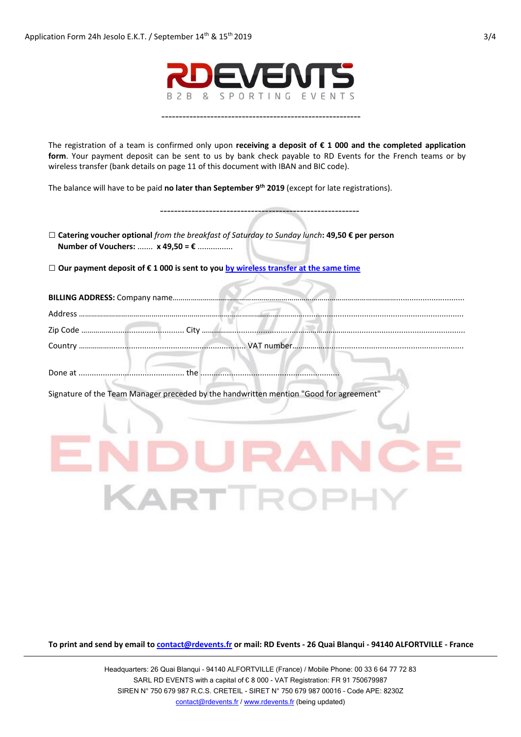**RDEVENTS**

B2B & SPORTING EVENTS

---

The registration of a team is confirmed only upon **receiving a deposit of € 1 000 and the completed application form**. Your payment deposit can be sent to us by bank check payable to RD Events for the French teams or by wireless transfer (bank details on page 11 of this document with IBAN and BIC code).

The balance will have to be paid **no later than September 9th 2019** (except for late registrations).

---

☐ **Catering voucher optional** *from the breakfast of Saturday to Sunday lunch*: **49,50 € per person**
**Number of Vouchers:** ....... **x 49,50 = €** ...............

☐ **Our payment deposit of € 1 000 is sent to you by wireless transfer at the same time**

**BILLING ADDRESS:** Company name...........................................................................................................

Address ...........................................................................................................................................

Zip Code ............................................... City ...........................................................................................

Country ............................................................................ VAT number...................................................

Done at ................................................ the ..............................................................

Signature of the Team Manager preceded by the handwritten mention "Good for agreement"

ENDURANCE KARTTROPHY

**To print and send by email to contact@rdevents.fr or mail: RD Events - 26 Quai Blanqui - 94140 ALFORTVILLE - France**

Headquarters: 26 Quai Blanqui - 94140 ALFORTVILLE (France) / Mobile Phone: 00 33 6 64 77 72 83
SARL RD EVENTS with a capital of € 8 000 - VAT Registration: FR 91 750679987
SIREN N° 750 679 987 R.C.S. CRETEIL - SIRET N° 750 679 987 00016 - Code APE: 8230Z
contact@rdevents.fr / www.rdevents.fr (being updated)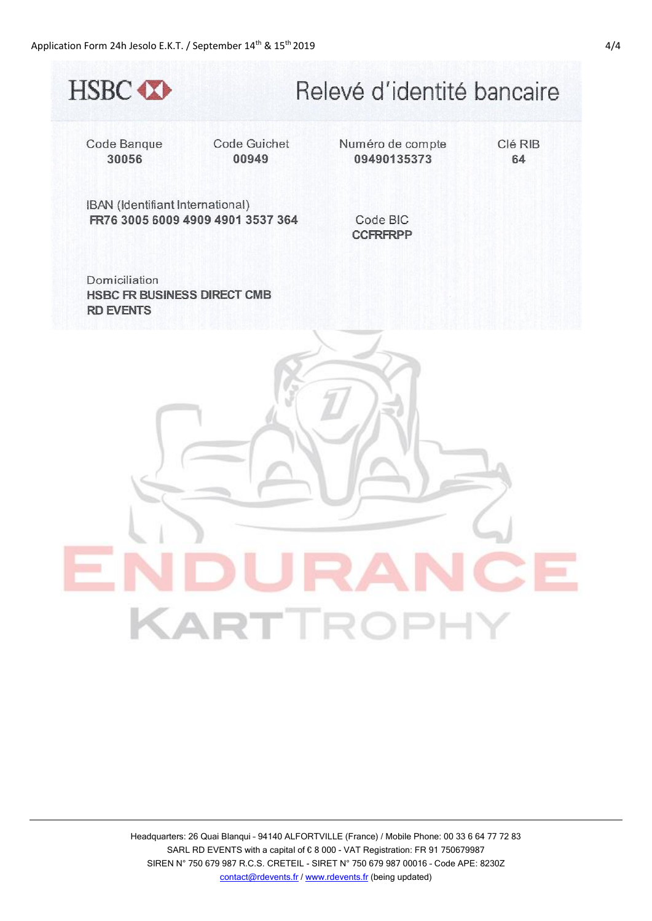HSBC

# Relevé d'identité bancaire

| Code Banque | Code Guichet | Numéro de compte | Clé RIB |
|---|---|---|---|
| 30056 | 00949 | 09490135373 | 64 |

IBAN (Identifiant International)
**FR76 3005 6009 4909 4901 3537 364**

Code BIC
**CCFRFRPP**

Domiciliation
**HSBC FR BUSINESS DIRECT CMB**
**RD EVENTS**

ENDURANCE KART TROPHY

Headquarters: 26 Quai Blanqui - 94140 ALFORTVILLE (France) / Mobile Phone: 00 33 6 64 77 72 83
SARL RD EVENTS with a capital of € 8 000 - VAT Registration: FR 91 750679987
SIREN N° 750 679 987 R.C.S. CRETEIL - SIRET N° 750 679 987 00016 - Code APE: 8230Z
contact@rdevents.fr / www.rdevents.fr (being updated)